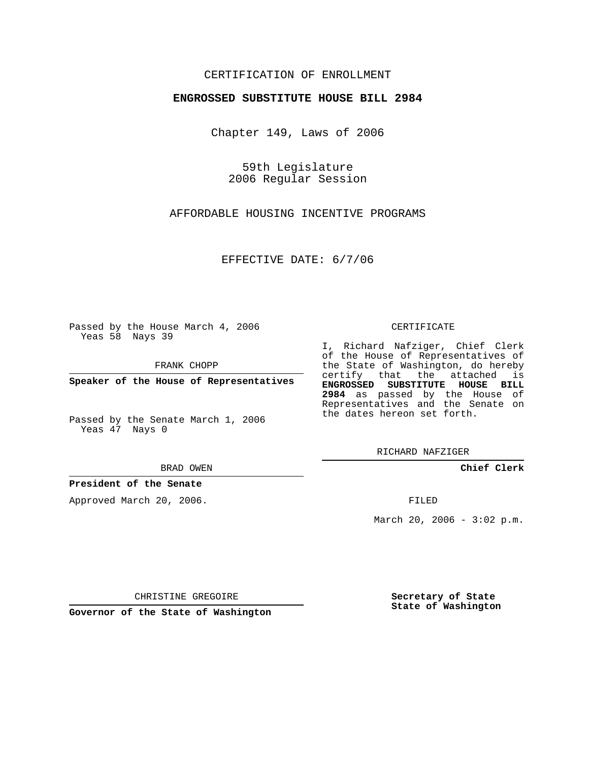CERTIFICATION OF ENROLLMENT

**ENGROSSED SUBSTITUTE HOUSE BILL 2984**

Chapter 149, Laws of 2006

59th Legislature
2006 Regular Session

AFFORDABLE HOUSING INCENTIVE PROGRAMS

EFFECTIVE DATE: 6/7/06

Passed by the House March 4, 2006
Yeas 58 Nays 39

FRANK CHOPP

**Speaker of the House of Representatives**

Passed by the Senate March 1, 2006
Yeas 47 Nays 0

BRAD OWEN

**President of the Senate**

Approved March 20, 2006.

CHRISTINE GREGOIRE

**Governor of the State of Washington**

CERTIFICATE

I, Richard Nafziger, Chief Clerk of the House of Representatives of the State of Washington, do hereby certify that the attached is **ENGROSSED SUBSTITUTE HOUSE BILL 2984** as passed by the House of Representatives and the Senate on the dates hereon set forth.

RICHARD NAFZIGER

**Chief Clerk**

FILED

March 20, 2006 - 3:02 p.m.

**Secretary of State**
**State of Washington**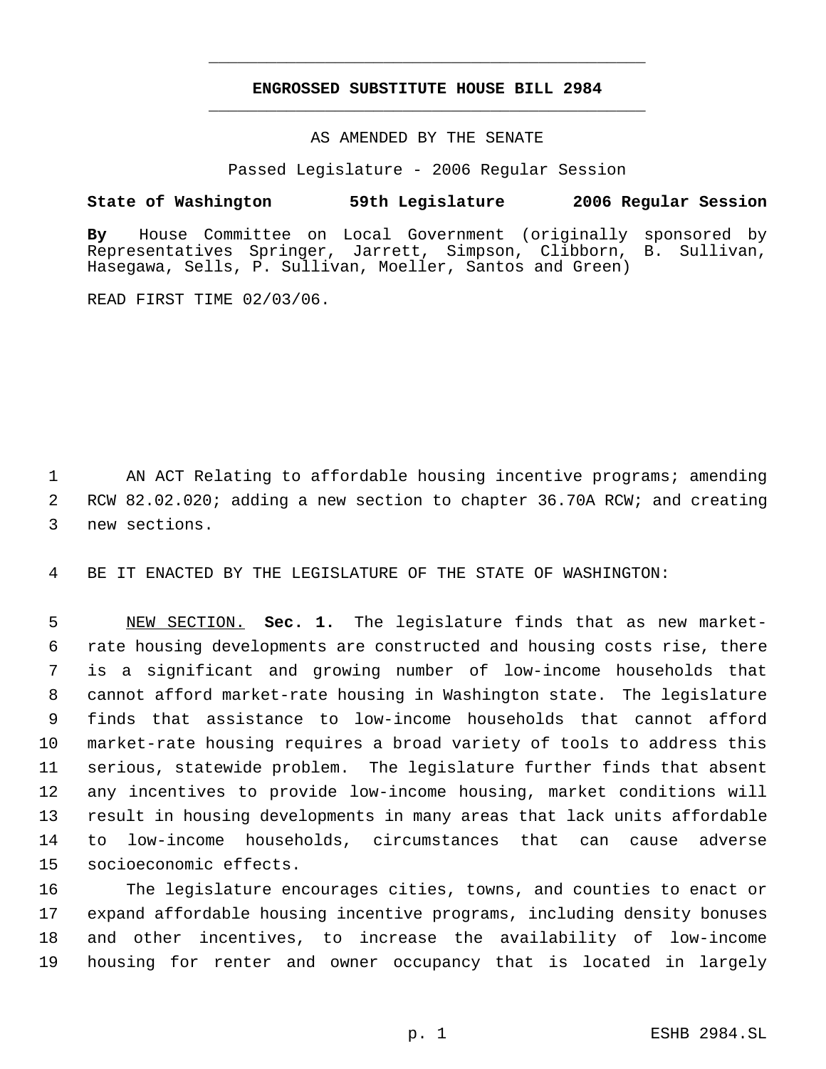# ENGROSSED SUBSTITUTE HOUSE BILL 2984

AS AMENDED BY THE SENATE

Passed Legislature - 2006 Regular Session

**State of Washington 59th Legislature 2006 Regular Session**

**By** House Committee on Local Government (originally sponsored by Representatives Springer, Jarrett, Simpson, Clibborn, B. Sullivan, Hasegawa, Sells, P. Sullivan, Moeller, Santos and Green)

READ FIRST TIME 02/03/06.

AN ACT Relating to affordable housing incentive programs; amending RCW 82.02.020; adding a new section to chapter 36.70A RCW; and creating new sections.

BE IT ENACTED BY THE LEGISLATURE OF THE STATE OF WASHINGTON:

NEW SECTION. **Sec. 1.** The legislature finds that as new market-rate housing developments are constructed and housing costs rise, there is a significant and growing number of low-income households that cannot afford market-rate housing in Washington state. The legislature finds that assistance to low-income households that cannot afford market-rate housing requires a broad variety of tools to address this serious, statewide problem. The legislature further finds that absent any incentives to provide low-income housing, market conditions will result in housing developments in many areas that lack units affordable to low-income households, circumstances that can cause adverse socioeconomic effects.

The legislature encourages cities, towns, and counties to enact or expand affordable housing incentive programs, including density bonuses and other incentives, to increase the availability of low-income housing for renter and owner occupancy that is located in largely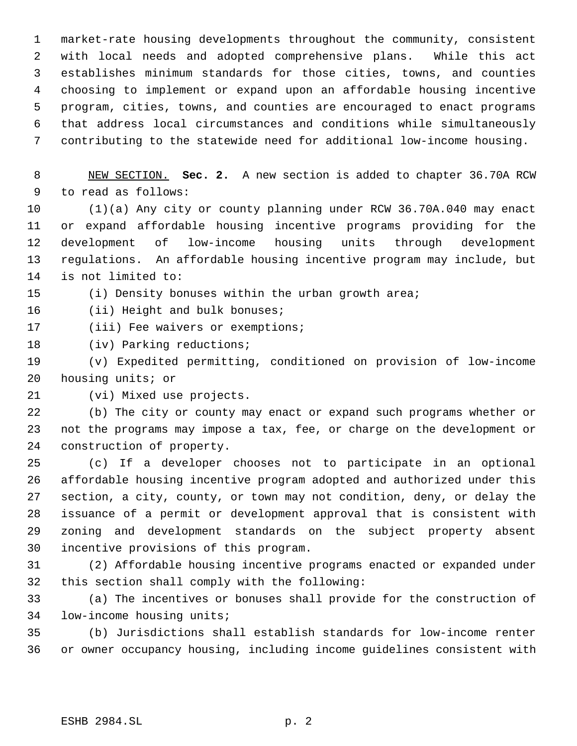market-rate housing developments throughout the community, consistent with local needs and adopted comprehensive plans. While this act establishes minimum standards for those cities, towns, and counties choosing to implement or expand upon an affordable housing incentive program, cities, towns, and counties are encouraged to enact programs that address local circumstances and conditions while simultaneously contributing to the statewide need for additional low-income housing.

NEW SECTION. **Sec. 2.** A new section is added to chapter 36.70A RCW to read as follows:

(1)(a) Any city or county planning under RCW 36.70A.040 may enact or expand affordable housing incentive programs providing for the development of low-income housing units through development regulations. An affordable housing incentive program may include, but is not limited to:

(i) Density bonuses within the urban growth area;

(ii) Height and bulk bonuses;

(iii) Fee waivers or exemptions;

(iv) Parking reductions;

(v) Expedited permitting, conditioned on provision of low-income housing units; or

(vi) Mixed use projects.

(b) The city or county may enact or expand such programs whether or not the programs may impose a tax, fee, or charge on the development or construction of property.

(c) If a developer chooses not to participate in an optional affordable housing incentive program adopted and authorized under this section, a city, county, or town may not condition, deny, or delay the issuance of a permit or development approval that is consistent with zoning and development standards on the subject property absent incentive provisions of this program.

(2) Affordable housing incentive programs enacted or expanded under this section shall comply with the following:

(a) The incentives or bonuses shall provide for the construction of low-income housing units;

(b) Jurisdictions shall establish standards for low-income renter or owner occupancy housing, including income guidelines consistent with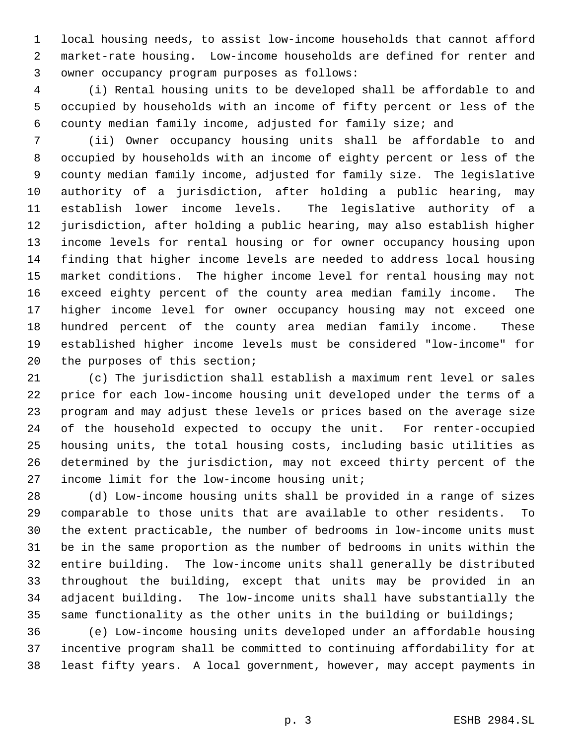local housing needs, to assist low-income households that cannot afford market-rate housing. Low-income households are defined for renter and owner occupancy program purposes as follows:

(i) Rental housing units to be developed shall be affordable to and occupied by households with an income of fifty percent or less of the county median family income, adjusted for family size; and

(ii) Owner occupancy housing units shall be affordable to and occupied by households with an income of eighty percent or less of the county median family income, adjusted for family size. The legislative authority of a jurisdiction, after holding a public hearing, may establish lower income levels. The legislative authority of a jurisdiction, after holding a public hearing, may also establish higher income levels for rental housing or for owner occupancy housing upon finding that higher income levels are needed to address local housing market conditions. The higher income level for rental housing may not exceed eighty percent of the county area median family income. The higher income level for owner occupancy housing may not exceed one hundred percent of the county area median family income. These established higher income levels must be considered "low-income" for the purposes of this section;

(c) The jurisdiction shall establish a maximum rent level or sales price for each low-income housing unit developed under the terms of a program and may adjust these levels or prices based on the average size of the household expected to occupy the unit. For renter-occupied housing units, the total housing costs, including basic utilities as determined by the jurisdiction, may not exceed thirty percent of the income limit for the low-income housing unit;

(d) Low-income housing units shall be provided in a range of sizes comparable to those units that are available to other residents. To the extent practicable, the number of bedrooms in low-income units must be in the same proportion as the number of bedrooms in units within the entire building. The low-income units shall generally be distributed throughout the building, except that units may be provided in an adjacent building. The low-income units shall have substantially the same functionality as the other units in the building or buildings;

(e) Low-income housing units developed under an affordable housing incentive program shall be committed to continuing affordability for at least fifty years. A local government, however, may accept payments in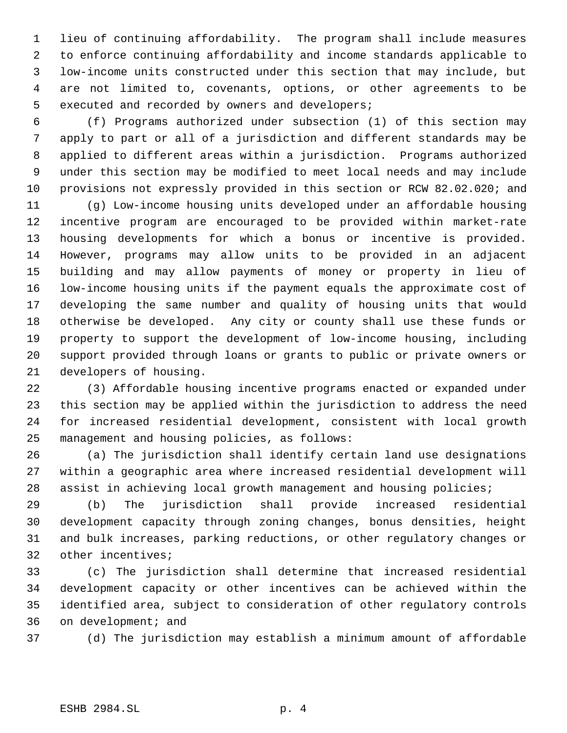lieu of continuing affordability. The program shall include measures to enforce continuing affordability and income standards applicable to low-income units constructed under this section that may include, but are not limited to, covenants, options, or other agreements to be executed and recorded by owners and developers;

(f) Programs authorized under subsection (1) of this section may apply to part or all of a jurisdiction and different standards may be applied to different areas within a jurisdiction. Programs authorized under this section may be modified to meet local needs and may include provisions not expressly provided in this section or RCW 82.02.020; and

(g) Low-income housing units developed under an affordable housing incentive program are encouraged to be provided within market-rate housing developments for which a bonus or incentive is provided. However, programs may allow units to be provided in an adjacent building and may allow payments of money or property in lieu of low-income housing units if the payment equals the approximate cost of developing the same number and quality of housing units that would otherwise be developed. Any city or county shall use these funds or property to support the development of low-income housing, including support provided through loans or grants to public or private owners or developers of housing.

(3) Affordable housing incentive programs enacted or expanded under this section may be applied within the jurisdiction to address the need for increased residential development, consistent with local growth management and housing policies, as follows:

(a) The jurisdiction shall identify certain land use designations within a geographic area where increased residential development will assist in achieving local growth management and housing policies;

(b) The jurisdiction shall provide increased residential development capacity through zoning changes, bonus densities, height and bulk increases, parking reductions, or other regulatory changes or other incentives;

(c) The jurisdiction shall determine that increased residential development capacity or other incentives can be achieved within the identified area, subject to consideration of other regulatory controls on development; and

(d) The jurisdiction may establish a minimum amount of affordable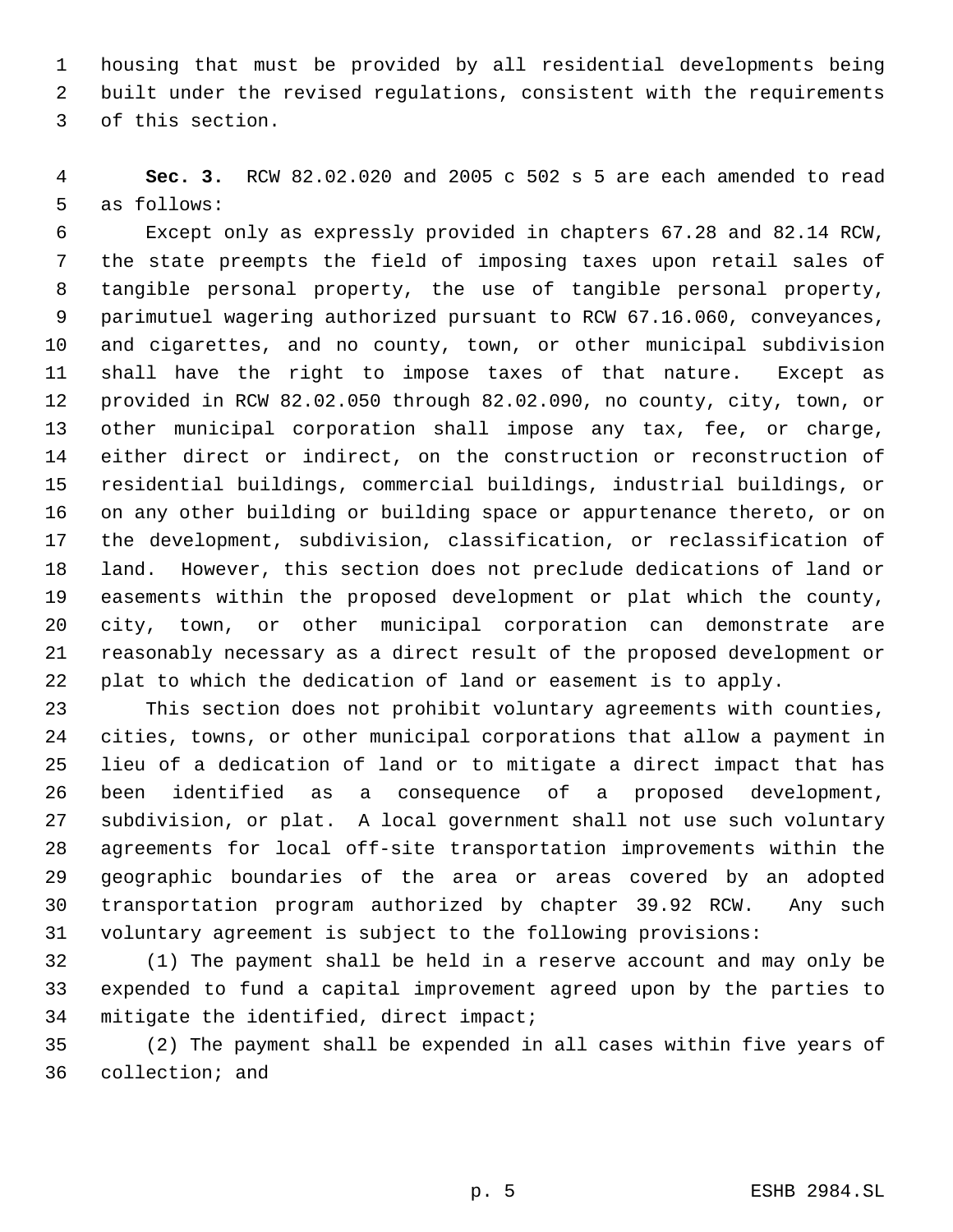housing that must be provided by all residential developments being built under the revised regulations, consistent with the requirements of this section.

**Sec. 3.** RCW 82.02.020 and 2005 c 502 s 5 are each amended to read as follows:

Except only as expressly provided in chapters 67.28 and 82.14 RCW, the state preempts the field of imposing taxes upon retail sales of tangible personal property, the use of tangible personal property, parimutuel wagering authorized pursuant to RCW 67.16.060, conveyances, and cigarettes, and no county, town, or other municipal subdivision shall have the right to impose taxes of that nature. Except as provided in RCW 82.02.050 through 82.02.090, no county, city, town, or other municipal corporation shall impose any tax, fee, or charge, either direct or indirect, on the construction or reconstruction of residential buildings, commercial buildings, industrial buildings, or on any other building or building space or appurtenance thereto, or on the development, subdivision, classification, or reclassification of land. However, this section does not preclude dedications of land or easements within the proposed development or plat which the county, city, town, or other municipal corporation can demonstrate are reasonably necessary as a direct result of the proposed development or plat to which the dedication of land or easement is to apply.

This section does not prohibit voluntary agreements with counties, cities, towns, or other municipal corporations that allow a payment in lieu of a dedication of land or to mitigate a direct impact that has been identified as a consequence of a proposed development, subdivision, or plat. A local government shall not use such voluntary agreements for local off-site transportation improvements within the geographic boundaries of the area or areas covered by an adopted transportation program authorized by chapter 39.92 RCW. Any such voluntary agreement is subject to the following provisions:

(1) The payment shall be held in a reserve account and may only be expended to fund a capital improvement agreed upon by the parties to mitigate the identified, direct impact;

(2) The payment shall be expended in all cases within five years of collection; and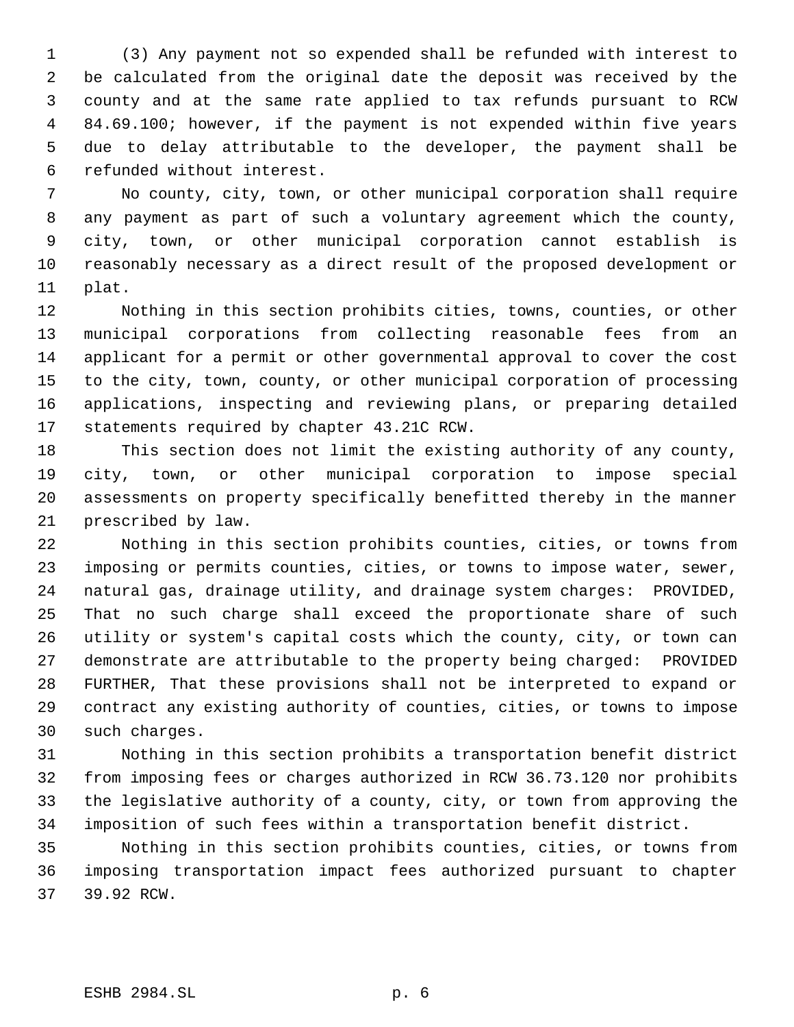(3) Any payment not so expended shall be refunded with interest to be calculated from the original date the deposit was received by the county and at the same rate applied to tax refunds pursuant to RCW 84.69.100; however, if the payment is not expended within five years due to delay attributable to the developer, the payment shall be refunded without interest.

No county, city, town, or other municipal corporation shall require any payment as part of such a voluntary agreement which the county, city, town, or other municipal corporation cannot establish is reasonably necessary as a direct result of the proposed development or plat.

Nothing in this section prohibits cities, towns, counties, or other municipal corporations from collecting reasonable fees from an applicant for a permit or other governmental approval to cover the cost to the city, town, county, or other municipal corporation of processing applications, inspecting and reviewing plans, or preparing detailed statements required by chapter 43.21C RCW.

This section does not limit the existing authority of any county, city, town, or other municipal corporation to impose special assessments on property specifically benefitted thereby in the manner prescribed by law.

Nothing in this section prohibits counties, cities, or towns from imposing or permits counties, cities, or towns to impose water, sewer, natural gas, drainage utility, and drainage system charges: PROVIDED, That no such charge shall exceed the proportionate share of such utility or system's capital costs which the county, city, or town can demonstrate are attributable to the property being charged: PROVIDED FURTHER, That these provisions shall not be interpreted to expand or contract any existing authority of counties, cities, or towns to impose such charges.

Nothing in this section prohibits a transportation benefit district from imposing fees or charges authorized in RCW 36.73.120 nor prohibits the legislative authority of a county, city, or town from approving the imposition of such fees within a transportation benefit district.

Nothing in this section prohibits counties, cities, or towns from imposing transportation impact fees authorized pursuant to chapter 39.92 RCW.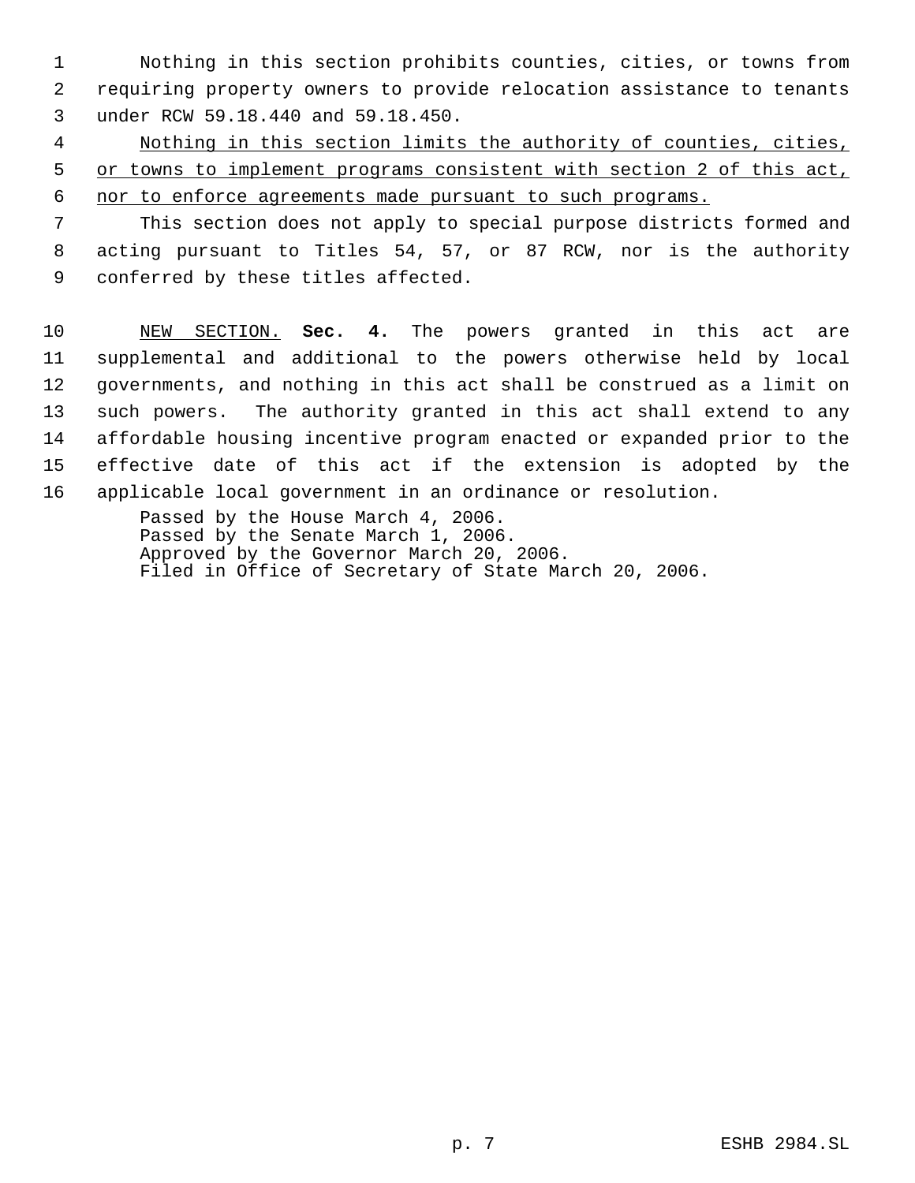Nothing in this section prohibits counties, cities, or towns from requiring property owners to provide relocation assistance to tenants under RCW 59.18.440 and 59.18.450.

Nothing in this section limits the authority of counties, cities, or towns to implement programs consistent with section 2 of this act, nor to enforce agreements made pursuant to such programs.

This section does not apply to special purpose districts formed and acting pursuant to Titles 54, 57, or 87 RCW, nor is the authority conferred by these titles affected.

NEW SECTION. **Sec. 4.** The powers granted in this act are supplemental and additional to the powers otherwise held by local governments, and nothing in this act shall be construed as a limit on such powers. The authority granted in this act shall extend to any affordable housing incentive program enacted or expanded prior to the effective date of this act if the extension is adopted by the applicable local government in an ordinance or resolution.

Passed by the House March 4, 2006.
Passed by the Senate March 1, 2006.
Approved by the Governor March 20, 2006.
Filed in Office of Secretary of State March 20, 2006.